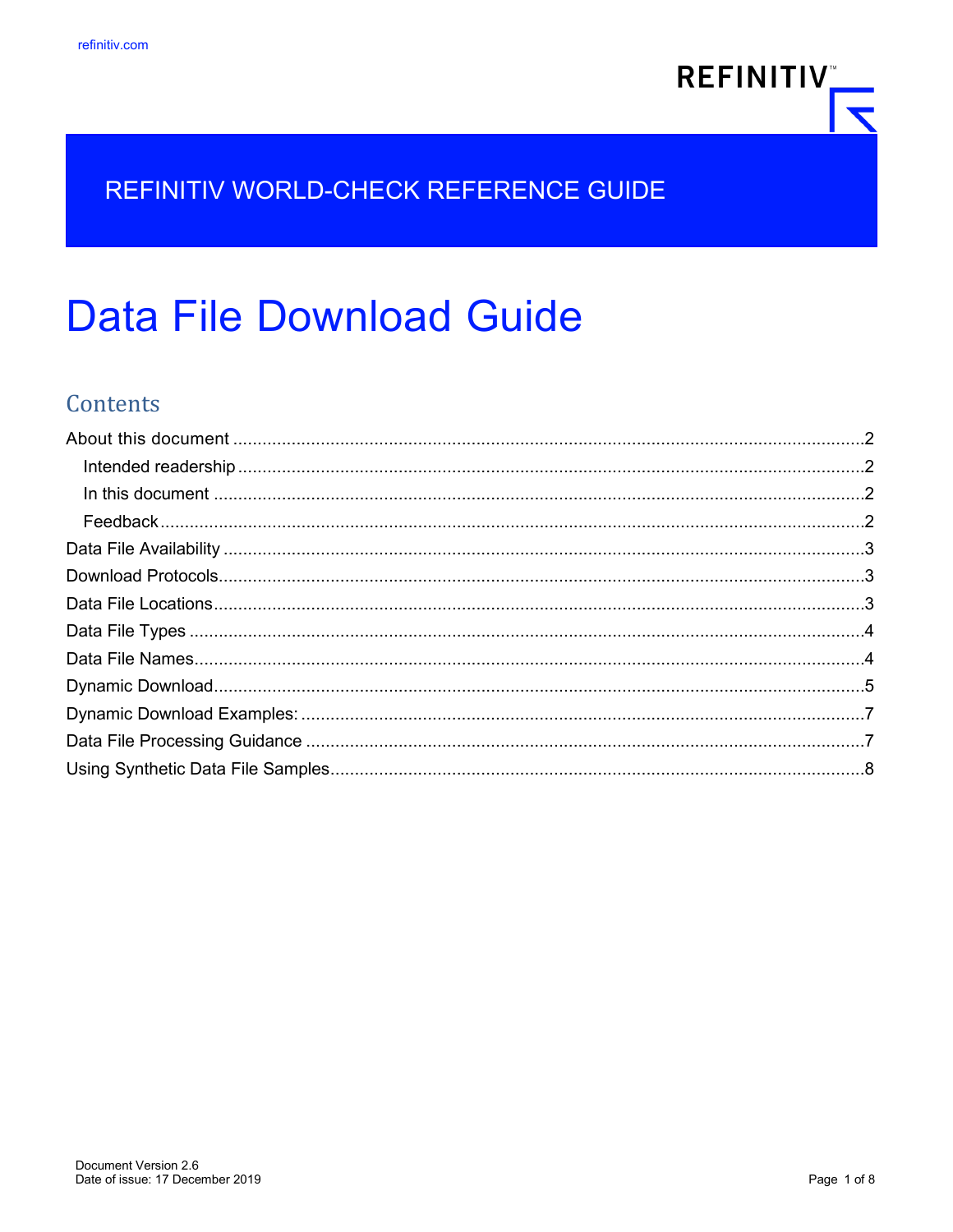refinitiv.com

REFINITIV

REFINITIV WORLD-CHECK REFERENCE GUIDE

# Data File Download Guide

## Contents

- About this document ....................................................... 2
  - Intended readership ....................................................... 2
  - In this document ....................................................... 2
  - Feedback ....................................................... 2
- Data File Availability ....................................................... 3
- Download Protocols ....................................................... 3
- Data File Locations ....................................................... 3
- Data File Types ....................................................... 4
- Data File Names ....................................................... 4
- Dynamic Download ....................................................... 5
- Dynamic Download Examples: ....................................................... 7
- Data File Processing Guidance ....................................................... 7
- Using Synthetic Data File Samples ....................................................... 8

Document Version 2.6
Date of issue: 17 December 2019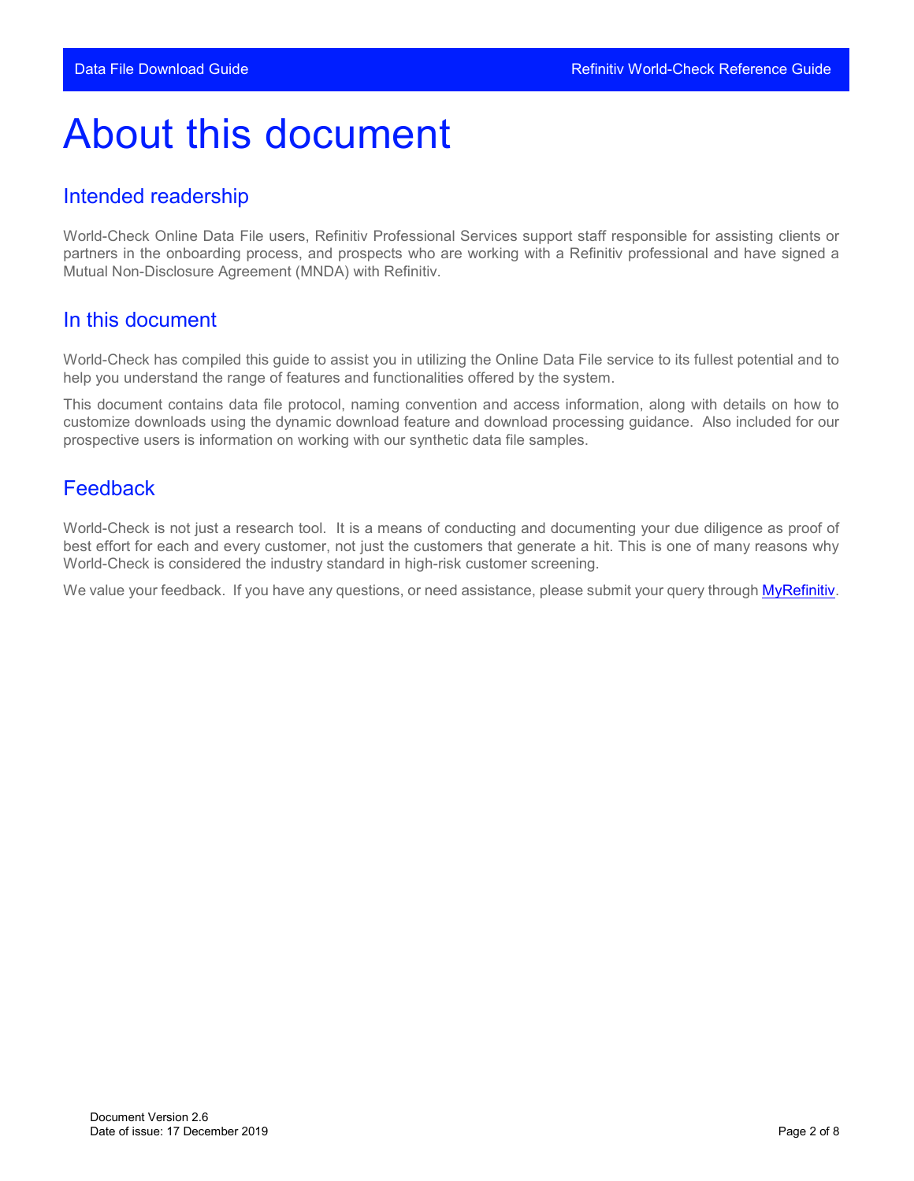# About this document

## Intended readership

World-Check Online Data File users, Refinitiv Professional Services support staff responsible for assisting clients or partners in the onboarding process, and prospects who are working with a Refinitiv professional and have signed a Mutual Non-Disclosure Agreement (MNDA) with Refinitiv.

## In this document

World-Check has compiled this guide to assist you in utilizing the Online Data File service to its fullest potential and to help you understand the range of features and functionalities offered by the system.

This document contains data file protocol, naming convention and access information, along with details on how to customize downloads using the dynamic download feature and download processing guidance. Also included for our prospective users is information on working with our synthetic data file samples.

## Feedback

World-Check is not just a research tool. It is a means of conducting and documenting your due diligence as proof of best effort for each and every customer, not just the customers that generate a hit. This is one of many reasons why World-Check is considered the industry standard in high-risk customer screening.

We value your feedback. If you have any questions, or need assistance, please submit your query through MyRefinitiv.

Document Version 2.6
Date of issue: 17 December 2019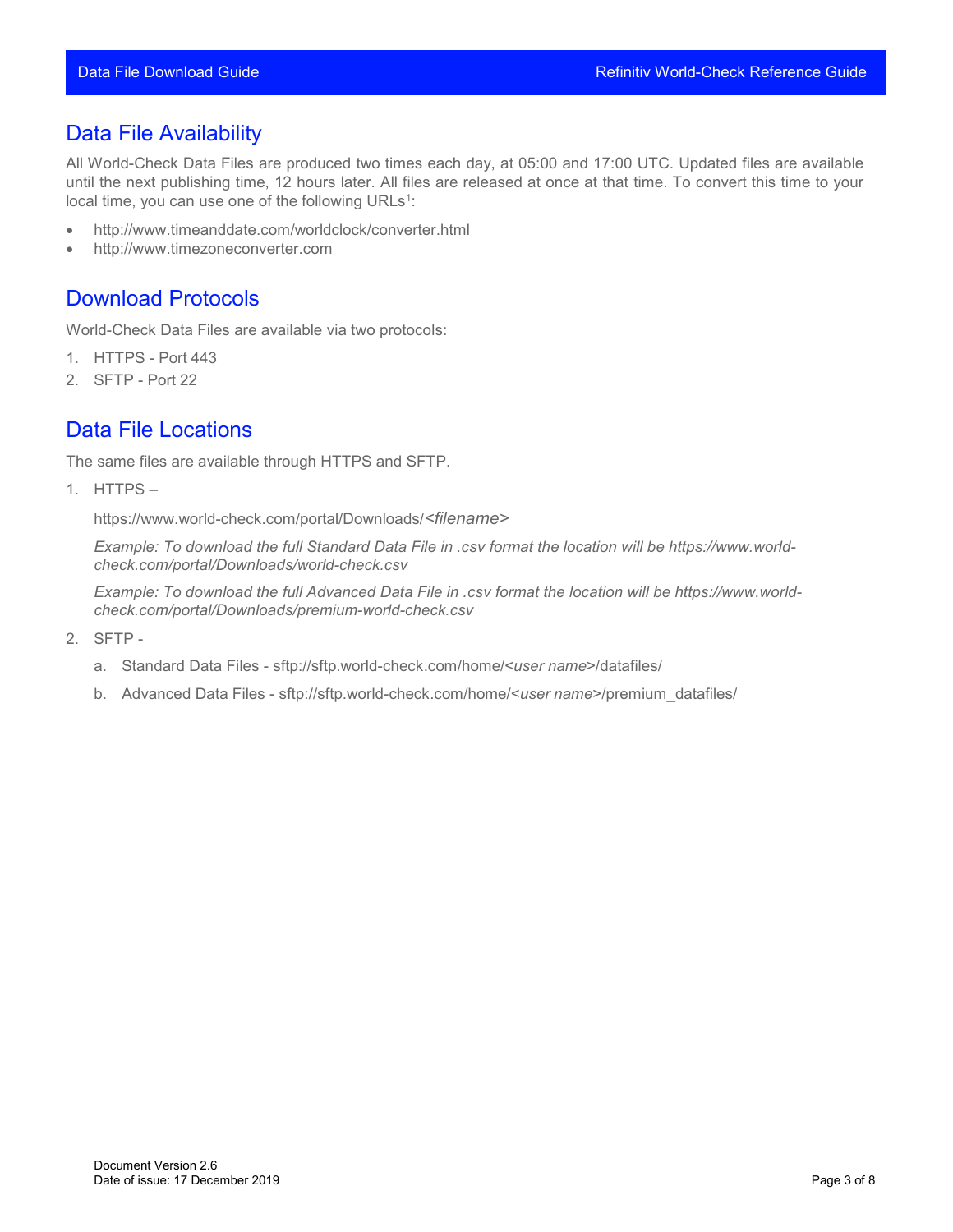## Data File Availability

All World-Check Data Files are produced two times each day, at 05:00 and 17:00 UTC. Updated files are available until the next publishing time, 12 hours later. All files are released at once at that time. To convert this time to your local time, you can use one of the following URLs[1]:

- http://www.timeanddate.com/worldclock/converter.html
- http://www.timezoneconverter.com

## Download Protocols

World-Check Data Files are available via two protocols:

1. HTTPS - Port 443
2. SFTP - Port 22

## Data File Locations

The same files are available through HTTPS and SFTP.

1. HTTPS –

   https://www.world-check.com/portal/Downloads/*<filename>*

   *Example: To download the full Standard Data File in .csv format the location will be https://www.world-check.com/portal/Downloads/world-check.csv*

   *Example: To download the full Advanced Data File in .csv format the location will be https://www.world-check.com/portal/Downloads/premium-world-check.csv*

2. SFTP -

   a. Standard Data Files - sftp://sftp.world-check.com/home/<*user name*>/datafiles/

   b. Advanced Data Files - sftp://sftp.world-check.com/home/<*user name*>/premium_datafiles/

Document Version 2.6
Date of issue: 17 December 2019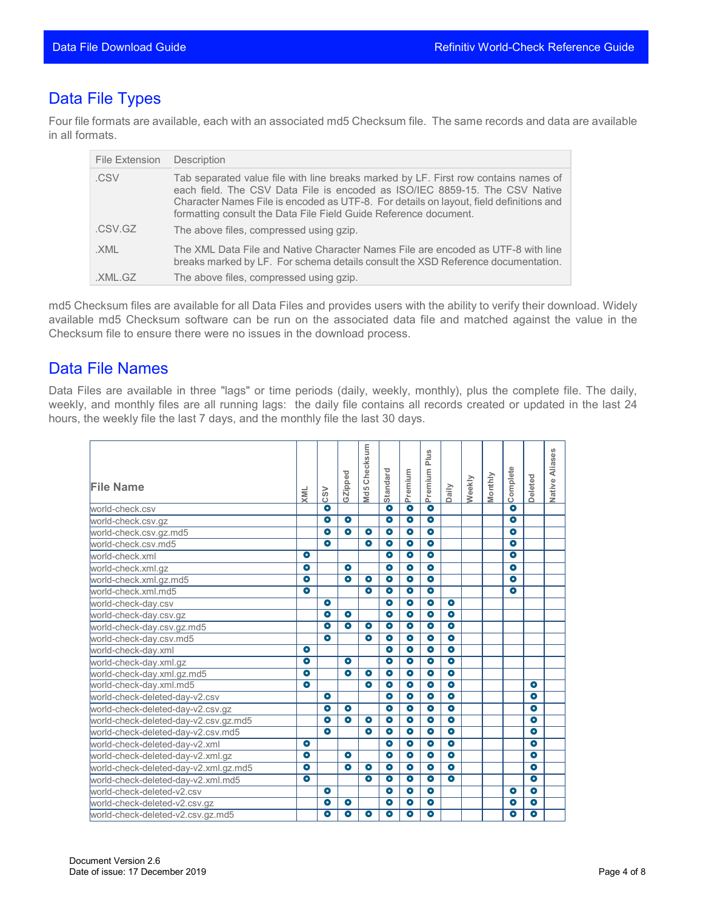## Data File Types

Four file formats are available, each with an associated md5 Checksum file. The same records and data are available in all formats.

| File Extension | Description |
|---|---|
| .CSV | Tab separated value file with line breaks marked by LF. First row contains names of each field. The CSV Data File is encoded as ISO/IEC 8859-15. The CSV Native Character Names File is encoded as UTF-8. For details on layout, field definitions and formatting consult the Data File Field Guide Reference document. |
| .CSV.GZ | The above files, compressed using gzip. |
| .XML | The XML Data File and Native Character Names File are encoded as UTF-8 with line breaks marked by LF. For schema details consult the XSD Reference documentation. |
| .XML.GZ | The above files, compressed using gzip. |

md5 Checksum files are available for all Data Files and provides users with the ability to verify their download. Widely available md5 Checksum software can be run on the associated data file and matched against the value in the Checksum file to ensure there were no issues in the download process.

## Data File Names

Data Files are available in three "lags" or time periods (daily, weekly, monthly), plus the complete file. The daily, weekly, and monthly files are all running lags: the daily file contains all records created or updated in the last 24 hours, the weekly file the last 7 days, and the monthly file the last 30 days.

| File Name | XML | CSV | GZipped | Md5 Checksum | Standard | Premium | Premium Plus | Daily | Weekly | Monthly | Complete | Deleted | Native Aliases |
|---|---|---|---|---|---|---|---|---|---|---|---|---|---|
| world-check.csv | | ● | | | ● | ● | ● | | | | ● | | |
| world-check.csv.gz | | ● | ● | | ● | ● | ● | | | | ● | | |
| world-check.csv.gz.md5 | | ● | ● | ● | ● | ● | ● | | | | ● | | |
| world-check.csv.md5 | | ● | | ● | ● | ● | ● | | | | ● | | |
| world-check.xml | ● | | | | ● | ● | ● | | | | ● | | |
| world-check.xml.gz | ● | | ● | | ● | ● | ● | | | | ● | | |
| world-check.xml.gz.md5 | ● | | ● | ● | ● | ● | ● | | | | ● | | |
| world-check.xml.md5 | ● | | | ● | ● | ● | ● | | | | ● | | |
| world-check-day.csv | | ● | | | ● | ● | ● | ● | | | | | |
| world-check-day.csv.gz | | ● | ● | | ● | ● | ● | ● | | | | | |
| world-check-day.csv.gz.md5 | | ● | ● | ● | ● | ● | ● | ● | | | | | |
| world-check-day.csv.md5 | | ● | | ● | ● | ● | ● | ● | | | | | |
| world-check-day.xml | ● | | | | ● | ● | ● | ● | | | | | |
| world-check-day.xml.gz | ● | | ● | | ● | ● | ● | ● | | | | | |
| world-check-day.xml.gz.md5 | ● | | ● | ● | ● | ● | ● | ● | | | | | |
| world-check-day.xml.md5 | ● | | | ● | ● | ● | ● | ● | | | | ● | |
| world-check-deleted-day-v2.csv | | ● | | | ● | ● | ● | ● | | | | ● | |
| world-check-deleted-day-v2.csv.gz | | ● | ● | | ● | ● | ● | ● | | | | ● | |
| world-check-deleted-day-v2.csv.gz.md5 | | ● | ● | ● | ● | ● | ● | ● | | | | ● | |
| world-check-deleted-day-v2.csv.md5 | | ● | | ● | ● | ● | ● | ● | | | | ● | |
| world-check-deleted-day-v2.xml | ● | | | | ● | ● | ● | ● | | | | ● | |
| world-check-deleted-day-v2.xml.gz | ● | | ● | | ● | ● | ● | ● | | | | ● | |
| world-check-deleted-day-v2.xml.gz.md5 | ● | | ● | ● | ● | ● | ● | ● | | | | ● | |
| world-check-deleted-day-v2.xml.md5 | ● | | | ● | ● | ● | ● | ● | | | | ● | |
| world-check-deleted-v2.csv | | ● | | | ● | ● | ● | | | | ● | ● | |
| world-check-deleted-v2.csv.gz | | ● | ● | | ● | ● | ● | | | | ● | ● | |
| world-check-deleted-v2.csv.gz.md5 | | ● | ● | ● | ● | ● | ● | | | | ● | ● | |

Document Version 2.6
Date of issue: 17 December 2019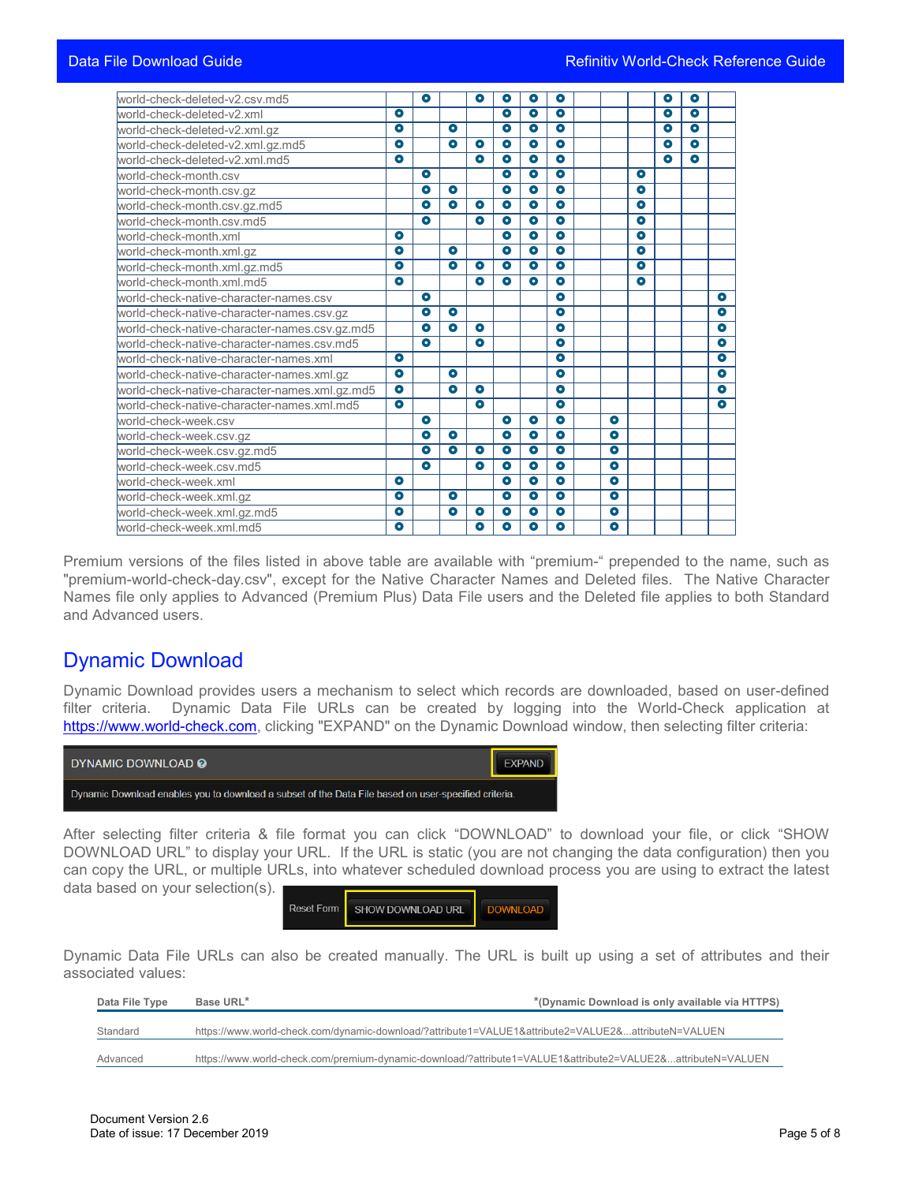| | | | | | | | | | | | | | |
|---|---|---|---|---|---|---|---|---|---|---|---|---|---|
| world-check-deleted-v2.csv.md5 | | ● | | ● | ● | ● | ● | | | | ● | ● | |
| world-check-deleted-v2.xml | ● | | | | ● | ● | ● | | | | ● | ● | |
| world-check-deleted-v2.xml.gz | ● | | ● | | ● | ● | ● | | | | ● | ● | |
| world-check-deleted-v2.xml.gz.md5 | ● | | ● | ● | ● | ● | ● | | | | ● | ● | |
| world-check-deleted-v2.xml.md5 | ● | | | ● | ● | ● | ● | | | | ● | ● | |
| world-check-month.csv | | ● | | | ● | ● | ● | | | ● | | | |
| world-check-month.csv.gz | | ● | ● | | ● | ● | ● | | | ● | | | |
| world-check-month.csv.gz.md5 | | ● | ● | ● | ● | ● | ● | | | ● | | | |
| world-check-month.csv.md5 | | ● | | ● | ● | ● | ● | | | ● | | | |
| world-check-month.xml | ● | | | | ● | ● | ● | | | ● | | | |
| world-check-month.xml.gz | ● | | ● | | ● | ● | ● | | | ● | | | |
| world-check-month.xml.gz.md5 | ● | | ● | ● | ● | ● | ● | | | ● | | | |
| world-check-month.xml.md5 | ● | | | ● | ● | ● | ● | | | ● | | | |
| world-check-native-character-names.csv | | ● | | | | | ● | | | | | | ● |
| world-check-native-character-names.csv.gz | | ● | ● | | | | ● | | | | | | ● |
| world-check-native-character-names.csv.gz.md5 | | ● | ● | ● | | | ● | | | | | | ● |
| world-check-native-character-names.csv.md5 | | ● | | ● | | | ● | | | | | | ● |
| world-check-native-character-names.xml | ● | | | | | | ● | | | | | | ● |
| world-check-native-character-names.xml.gz | ● | | ● | | | | ● | | | | | | ● |
| world-check-native-character-names.xml.gz.md5 | ● | | ● | ● | | | ● | | | | | | ● |
| world-check-native-character-names.xml.md5 | ● | | | ● | | | ● | | | | | | ● |
| world-check-week.csv | | ● | | | ● | ● | ● | | ● | | | | |
| world-check-week.csv.gz | | ● | ● | | ● | ● | ● | | ● | | | | |
| world-check-week.csv.gz.md5 | | ● | ● | ● | ● | ● | ● | | ● | | | | |
| world-check-week.csv.md5 | | ● | | ● | ● | ● | ● | | ● | | | | |
| world-check-week.xml | ● | | | | ● | ● | ● | | ● | | | | |
| world-check-week.xml.gz | ● | | ● | | ● | ● | ● | | ● | | | | |
| world-check-week.xml.gz.md5 | ● | | ● | ● | ● | ● | ● | | ● | | | | |
| world-check-week.xml.md5 | ● | | | ● | ● | ● | ● | | ● | | | | |

Premium versions of the files listed in above table are available with “premium-“ prepended to the name, such as "premium-world-check-day.csv", except for the Native Character Names and Deleted files. The Native Character Names file only applies to Advanced (Premium Plus) Data File users and the Deleted file applies to both Standard and Advanced users.

## Dynamic Download

Dynamic Download provides users a mechanism to select which records are downloaded, based on user-defined filter criteria. Dynamic Data File URLs can be created by logging into the World-Check application at https://www.world-check.com, clicking "EXPAND" on the Dynamic Download window, then selecting filter criteria:

DYNAMIC DOWNLOAD | EXPAND

Dynamic Download enables you to download a subset of the Data File based on user-specified criteria.

After selecting filter criteria & file format you can click “DOWNLOAD” to download your file, or click “SHOW DOWNLOAD URL” to display your URL. If the URL is static (you are not changing the data configuration) then you can copy the URL, or multiple URLs, into whatever scheduled download process you are using to extract the latest data based on your selection(s).

Reset Form | SHOW DOWNLOAD URL | DOWNLOAD

Dynamic Data File URLs can also be created manually. The URL is built up using a set of attributes and their associated values:

| Data File Type | Base URL* *(Dynamic Download is only available via HTTPS) |
|---|---|
| Standard | https://www.world-check.com/dynamic-download/?attribute1=VALUE1&attribute2=VALUE2&...attributeN=VALUEN |
| Advanced | https://www.world-check.com/premium-dynamic-download/?attribute1=VALUE1&attribute2=VALUE2&...attributeN=VALUEN |

Document Version 2.6
Date of issue: 17 December 2019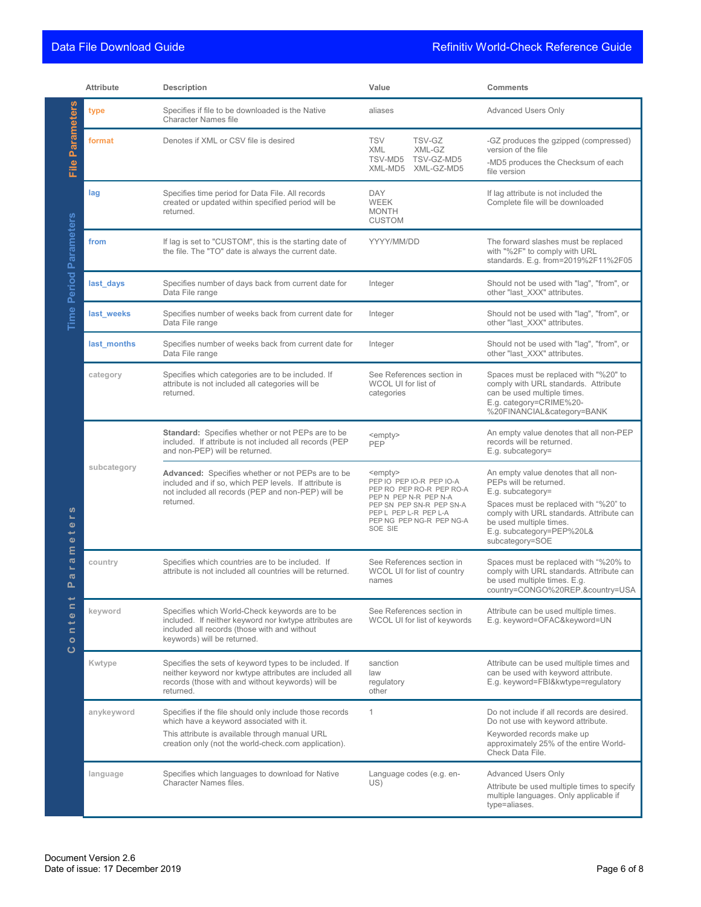| | Attribute | Description | Value | Comments |
|---|---|---|---|---|
| File Parameters | type | Specifies if file to be downloaded is the Native Character Names file | aliases | Advanced Users Only |
| | format | Denotes if XML or CSV file is desired | TSV TSV-GZ XML XML-GZ TSV-MD5 TSV-GZ-MD5 XML-MD5 XML-GZ-MD5 | -GZ produces the gzipped (compressed) version of the file<br>-MD5 produces the Checksum of each file version |
| Time Period Parameters | lag | Specifies time period for Data File. All records created or updated within specified period will be returned. | DAY<br>WEEK<br>MONTH<br>CUSTOM | If lag attribute is not included the Complete file will be downloaded |
| | from | If lag is set to "CUSTOM", this is the starting date of the file. The "TO" date is always the current date. | YYYY/MM/DD | The forward slashes must be replaced with "%2F" to comply with URL standards. E.g. from=2019%2F11%2F05 |
| | last_days | Specifies number of days back from current date for Data File range | Integer | Should not be used with "lag", "from", or other "last_XXX" attributes. |
| | last_weeks | Specifies number of weeks back from current date for Data File range | Integer | Should not be used with "lag", "from", or other "last_XXX" attributes. |
| | last_months | Specifies number of weeks back from current date for Data File range | Integer | Should not be used with "lag", "from", or other "last_XXX" attributes. |
| Content Parameters | category | Specifies which categories are to be included. If attribute is not included all categories will be returned. | See References section in WCOL UI for list of categories | Spaces must be replaced with "%20" to comply with URL standards. Attribute can be used multiple times.<br>E.g. category=CRIME%20-%20FINANCIAL&category=BANK |
| | subcategory | **Standard:** Specifies whether or not PEPs are to be included. If attribute is not included all records (PEP and non-PEP) will be returned. | <empty><br>PEP | An empty value denotes that all non-PEP records will be returned.<br>E.g. subcategory= |
| | | **Advanced:** Specifies whether or not PEPs are to be included and if so, which PEP levels. If attribute is not included all records (PEP and non-PEP) will be returned. | <empty><br>PEP IO PEP IO-R PEP IO-A<br>PEP RO PEP RO-R PEP RO-A<br>PEP N PEP N-R PEP N-A<br>PEP SN PEP SN-R PEP SN-A<br>PEP L PEP L-R PEP L-A<br>PEP NG PEP NG-R PEP NG-A<br>SOE SIE | An empty value denotes that all non-PEPs will be returned.<br>E.g. subcategory=<br>Spaces must be replaced with "%20" to comply with URL standards. Attribute can be used multiple times.<br>E.g. subcategory=PEP%20L&subcategory=SOE |
| | country | Specifies which countries are to be included. If attribute is not included all countries will be returned. | See References section in WCOL UI for list of country names | Spaces must be replaced with "%20% to comply with URL standards. Attribute can be used multiple times. E.g. country=CONGO%20REP.&country=USA |
| | keyword | Specifies which World-Check keywords are to be included. If neither keyword nor kwtype attributes are included all records (those with and without keywords) will be returned. | See References section in WCOL UI for list of keywords | Attribute can be used multiple times.<br>E.g. keyword=OFAC&keyword=UN |
| | Kwtype | Specifies the sets of keyword types to be included. If neither keyword nor kwtype attributes are included all records (those with and without keywords) will be returned. | sanction<br>law<br>regulatory<br>other | Attribute can be used multiple times and can be used with keyword attribute.<br>E.g. keyword=FBI&kwtype=regulatory |
| | anykeyword | Specifies if the file should only include those records which have a keyword associated with it.<br>This attribute is available through manual URL creation only (not the world-check.com application). | 1 | Do not include if all records are desired. Do not use with keyword attribute.<br>Keyworded records make up approximately 25% of the entire World-Check Data File. |
| | language | Specifies which languages to download for Native Character Names files. | Language codes (e.g. en-US) | Advanced Users Only<br>Attribute be used multiple times to specify multiple languages. Only applicable if type=aliases. |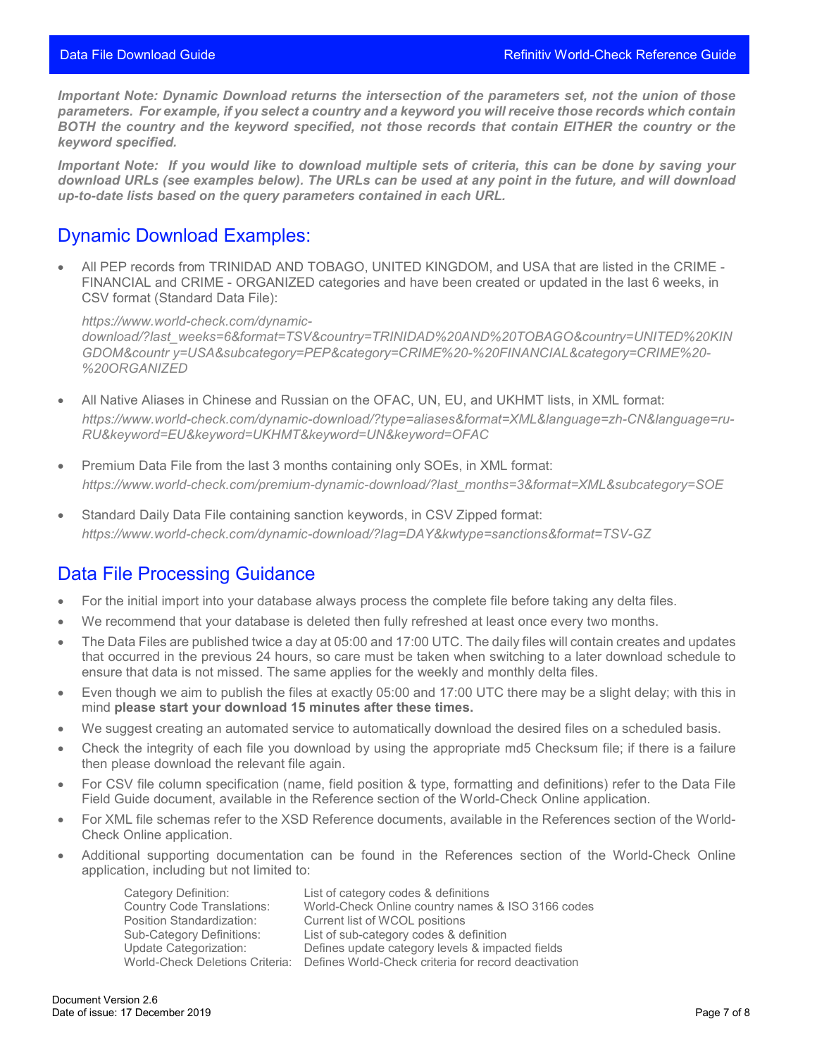***Important Note: Dynamic Download returns the intersection of the parameters set, not the union of those parameters. For example, if you select a country and a keyword you will receive those records which contain BOTH the country and the keyword specified, not those records that contain EITHER the country or the keyword specified.***

***Important Note: If you would like to download multiple sets of criteria, this can be done by saving your download URLs (see examples below). The URLs can be used at any point in the future, and will download up-to-date lists based on the query parameters contained in each URL.***

## Dynamic Download Examples:

- All PEP records from TRINIDAD AND TOBAGO, UNITED KINGDOM, and USA that are listed in the CRIME - FINANCIAL and CRIME - ORGANIZED categories and have been created or updated in the last 6 weeks, in CSV format (Standard Data File):

  *https://www.world-check.com/dynamic-download/?last_weeks=6&format=TSV&country=TRINIDAD%20AND%20TOBAGO&country=UNITED%20KINGDOM&countr y=USA&subcategory=PEP&category=CRIME%20-%20FINANCIAL&category=CRIME%20-%20ORGANIZED*

- All Native Aliases in Chinese and Russian on the OFAC, UN, EU, and UKHMT lists, in XML format:
  *https://www.world-check.com/dynamic-download/?type=aliases&format=XML&language=zh-CN&language=ru-RU&keyword=EU&keyword=UKHMT&keyword=UN&keyword=OFAC*

- Premium Data File from the last 3 months containing only SOEs, in XML format:
  *https://www.world-check.com/premium-dynamic-download/?last_months=3&format=XML&subcategory=SOE*

- Standard Daily Data File containing sanction keywords, in CSV Zipped format:
  *https://www.world-check.com/dynamic-download/?lag=DAY&kwtype=sanctions&format=TSV-GZ*

## Data File Processing Guidance

- For the initial import into your database always process the complete file before taking any delta files.
- We recommend that your database is deleted then fully refreshed at least once every two months.
- The Data Files are published twice a day at 05:00 and 17:00 UTC. The daily files will contain creates and updates that occurred in the previous 24 hours, so care must be taken when switching to a later download schedule to ensure that data is not missed. The same applies for the weekly and monthly delta files.
- Even though we aim to publish the files at exactly 05:00 and 17:00 UTC there may be a slight delay; with this in mind **please start your download 15 minutes after these times.**
- We suggest creating an automated service to automatically download the desired files on a scheduled basis.
- Check the integrity of each file you download by using the appropriate md5 Checksum file; if there is a failure then please download the relevant file again.
- For CSV file column specification (name, field position & type, formatting and definitions) refer to the Data File Field Guide document, available in the Reference section of the World-Check Online application.
- For XML file schemas refer to the XSD Reference documents, available in the References section of the World-Check Online application.
- Additional supporting documentation can be found in the References section of the World-Check Online application, including but not limited to:

| | |
|---|---|
| Category Definition: | List of category codes & definitions |
| Country Code Translations: | World-Check Online country names & ISO 3166 codes |
| Position Standardization: | Current list of WCOL positions |
| Sub-Category Definitions: | List of sub-category codes & definition |
| Update Categorization: | Defines update category levels & impacted fields |
| World-Check Deletions Criteria: | Defines World-Check criteria for record deactivation |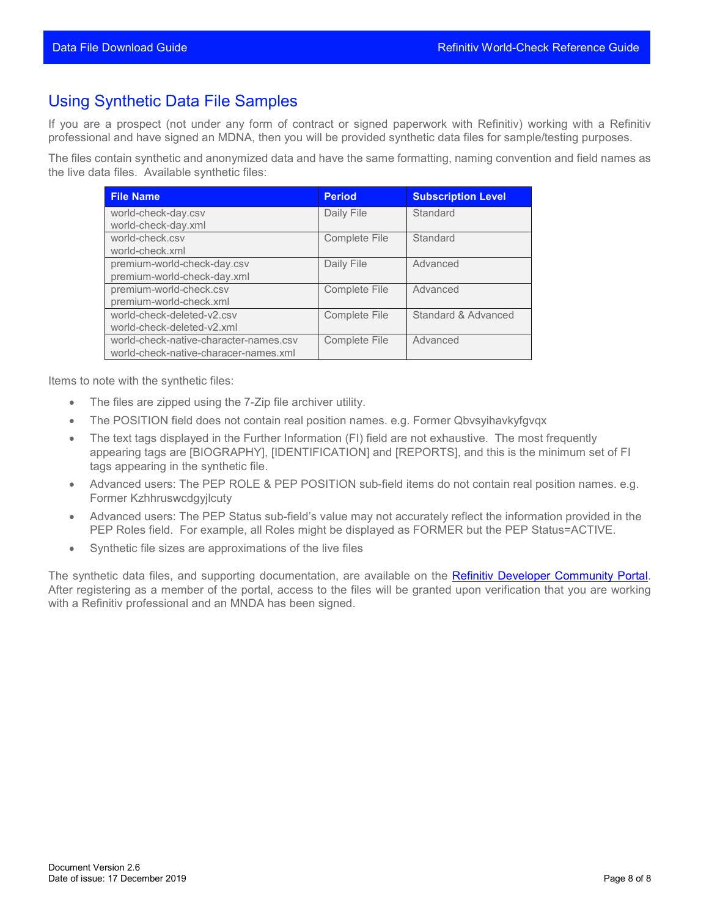## Using Synthetic Data File Samples

If you are a prospect (not under any form of contract or signed paperwork with Refinitiv) working with a Refinitiv professional and have signed an MDNA, then you will be provided synthetic data files for sample/testing purposes.

The files contain synthetic and anonymized data and have the same formatting, naming convention and field names as the live data files. Available synthetic files:

| File Name | Period | Subscription Level |
|---|---|---|
| world-check-day.csv<br>world-check-day.xml | Daily File | Standard |
| world-check.csv<br>world-check.xml | Complete File | Standard |
| premium-world-check-day.csv<br>premium-world-check-day.xml | Daily File | Advanced |
| premium-world-check.csv<br>premium-world-check.xml | Complete File | Advanced |
| world-check-deleted-v2.csv<br>world-check-deleted-v2.xml | Complete File | Standard & Advanced |
| world-check-native-character-names.csv<br>world-check-native-characer-names.xml | Complete File | Advanced |

Items to note with the synthetic files:

- The files are zipped using the 7-Zip file archiver utility.
- The POSITION field does not contain real position names. e.g. Former Qbvsyihavkyfgvqx
- The text tags displayed in the Further Information (FI) field are not exhaustive. The most frequently appearing tags are [BIOGRAPHY], [IDENTIFICATION] and [REPORTS], and this is the minimum set of FI tags appearing in the synthetic file.
- Advanced users: The PEP ROLE & PEP POSITION sub-field items do not contain real position names. e.g. Former Kzhhruswcdgyjlcuty
- Advanced users: The PEP Status sub-field's value may not accurately reflect the information provided in the PEP Roles field. For example, all Roles might be displayed as FORMER but the PEP Status=ACTIVE.
- Synthetic file sizes are approximations of the live files

The synthetic data files, and supporting documentation, are available on the Refinitiv Developer Community Portal. After registering as a member of the portal, access to the files will be granted upon verification that you are working with a Refinitiv professional and an MNDA has been signed.

Document Version 2.6
Date of issue: 17 December 2019